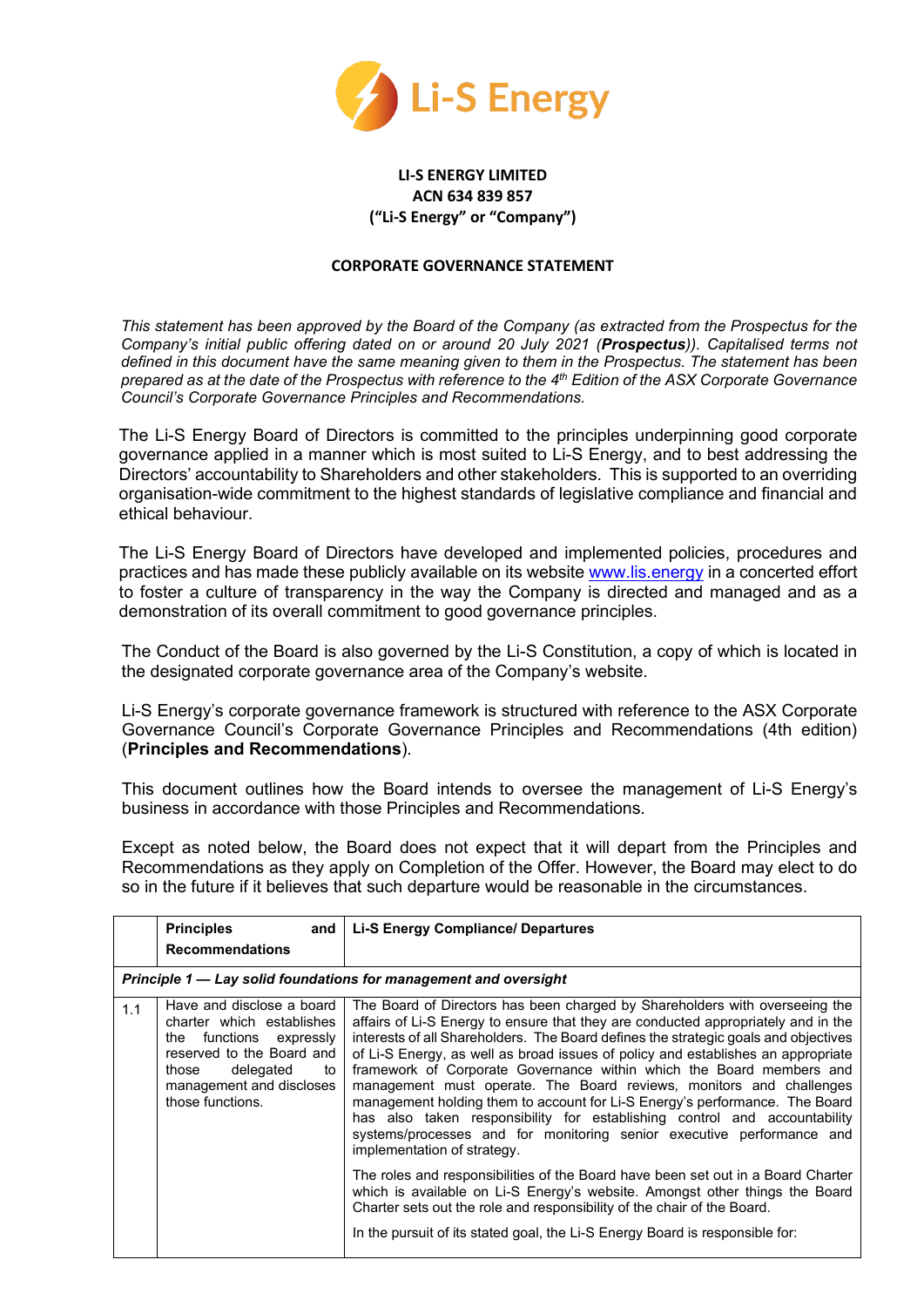**LI-S ENERGY LIMITED**
**ACN 634 839 857**
**("Li-S Energy" or "Company")**

**CORPORATE GOVERNANCE STATEMENT**

*This statement has been approved by the Board of the Company (as extracted from the Prospectus for the Company's initial public offering dated on or around 20 July 2021 (**Prospectus**)). Capitalised terms not defined in this document have the same meaning given to them in the Prospectus. The statement has been prepared as at the date of the Prospectus with reference to the 4th Edition of the ASX Corporate Governance Council's Corporate Governance Principles and Recommendations.*

The Li-S Energy Board of Directors is committed to the principles underpinning good corporate governance applied in a manner which is most suited to Li-S Energy, and to best addressing the Directors' accountability to Shareholders and other stakeholders. This is supported to an overriding organisation-wide commitment to the highest standards of legislative compliance and financial and ethical behaviour.

The Li-S Energy Board of Directors have developed and implemented policies, procedures and practices and has made these publicly available on its website www.lis.energy in a concerted effort to foster a culture of transparency in the way the Company is directed and managed and as a demonstration of its overall commitment to good governance principles.

The Conduct of the Board is also governed by the Li-S Constitution, a copy of which is located in the designated corporate governance area of the Company's website.

Li-S Energy's corporate governance framework is structured with reference to the ASX Corporate Governance Council's Corporate Governance Principles and Recommendations (4th edition) (**Principles and Recommendations**).

This document outlines how the Board intends to oversee the management of Li-S Energy's business in accordance with those Principles and Recommendations.

Except as noted below, the Board does not expect that it will depart from the Principles and Recommendations as they apply on Completion of the Offer. However, the Board may elect to do so in the future if it believes that such departure would be reasonable in the circumstances.

| | **Principles and Recommendations** | **Li-S Energy Compliance/ Departures** |
|---|---|---|
| ***Principle 1 — Lay solid foundations for management and oversight*** | | |
| 1.1 | Have and disclose a board charter which establishes the functions expressly reserved to the Board and those delegated to management and discloses those functions. | The Board of Directors has been charged by Shareholders with overseeing the affairs of Li-S Energy to ensure that they are conducted appropriately and in the interests of all Shareholders. The Board defines the strategic goals and objectives of Li-S Energy, as well as broad issues of policy and establishes an appropriate framework of Corporate Governance within which the Board members and management must operate. The Board reviews, monitors and challenges management holding them to account for Li-S Energy's performance. The Board has also taken responsibility for establishing control and accountability systems/processes and for monitoring senior executive performance and implementation of strategy.<br><br>The roles and responsibilities of the Board have been set out in a Board Charter which is available on Li-S Energy's website. Amongst other things the Board Charter sets out the role and responsibility of the chair of the Board.<br><br>In the pursuit of its stated goal, the Li-S Energy Board is responsible for: |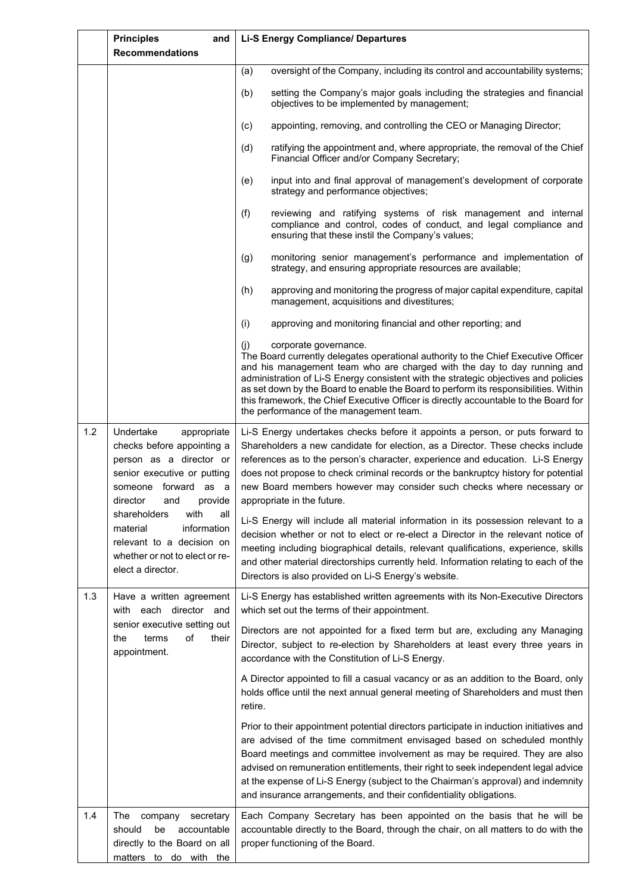| | Principles and Recommendations | Li-S Energy Compliance/ Departures |
|---|---|---|
| | | (a) oversight of the Company, including its control and accountability systems;<br><br>(b) setting the Company's major goals including the strategies and financial objectives to be implemented by management;<br><br>(c) appointing, removing, and controlling the CEO or Managing Director;<br><br>(d) ratifying the appointment and, where appropriate, the removal of the Chief Financial Officer and/or Company Secretary;<br><br>(e) input into and final approval of management's development of corporate strategy and performance objectives;<br><br>(f) reviewing and ratifying systems of risk management and internal compliance and control, codes of conduct, and legal compliance and ensuring that these instil the Company's values;<br><br>(g) monitoring senior management's performance and implementation of strategy, and ensuring appropriate resources are available;<br><br>(h) approving and monitoring the progress of major capital expenditure, capital management, acquisitions and divestitures;<br><br>(i) approving and monitoring financial and other reporting; and<br><br>(j) corporate governance.<br>The Board currently delegates operational authority to the Chief Executive Officer and his management team who are charged with the day to day running and administration of Li-S Energy consistent with the strategic objectives and policies as set down by the Board to enable the Board to perform its responsibilities. Within this framework, the Chief Executive Officer is directly accountable to the Board for the performance of the management team. |
| 1.2 | Undertake appropriate checks before appointing a person as a director or senior executive or putting someone forward as a director and provide shareholders with all material information relevant to a decision on whether or not to elect or re-elect a director. | Li-S Energy undertakes checks before it appoints a person, or puts forward to Shareholders a new candidate for election, as a Director. These checks include references as to the person's character, experience and education. Li-S Energy does not propose to check criminal records or the bankruptcy history for potential new Board members however may consider such checks where necessary or appropriate in the future.<br><br>Li-S Energy will include all material information in its possession relevant to a decision whether or not to elect or re-elect a Director in the relevant notice of meeting including biographical details, relevant qualifications, experience, skills and other material directorships currently held. Information relating to each of the Directors is also provided on Li-S Energy's website. |
| 1.3 | Have a written agreement with each director and senior executive setting out the terms of their appointment. | Li-S Energy has established written agreements with its Non-Executive Directors which set out the terms of their appointment.<br><br>Directors are not appointed for a fixed term but are, excluding any Managing Director, subject to re-election by Shareholders at least every three years in accordance with the Constitution of Li-S Energy.<br><br>A Director appointed to fill a casual vacancy or as an addition to the Board, only holds office until the next annual general meeting of Shareholders and must then retire.<br><br>Prior to their appointment potential directors participate in induction initiatives and are advised of the time commitment envisaged based on scheduled monthly Board meetings and committee involvement as may be required. They are also advised on remuneration entitlements, their right to seek independent legal advice at the expense of Li-S Energy (subject to the Chairman's approval) and indemnity and insurance arrangements, and their confidentiality obligations. |
| 1.4 | The company secretary should be accountable directly to the Board on all matters to do with the | Each Company Secretary has been appointed on the basis that he will be accountable directly to the Board, through the chair, on all matters to do with the proper functioning of the Board. |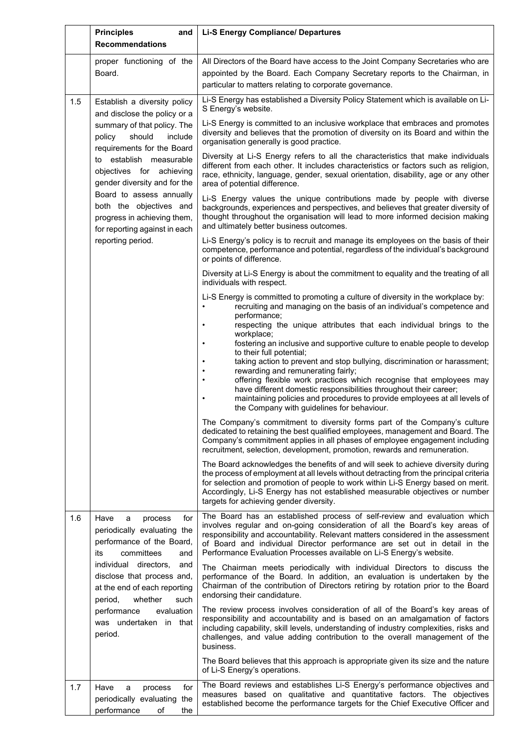| | Principles and Recommendations | Li-S Energy Compliance/ Departures |
|---|---|---|
| | proper functioning of the Board. | All Directors of the Board have access to the Joint Company Secretaries who are appointed by the Board. Each Company Secretary reports to the Chairman, in particular to matters relating to corporate governance. |
| 1.5 | Establish a diversity policy and disclose the policy or a summary of that policy. The policy should include requirements for the Board to establish measurable objectives for achieving gender diversity and for the Board to assess annually both the objectives and progress in achieving them, for reporting against in each reporting period. | Li-S Energy has established a Diversity Policy Statement which is available on Li-S Energy's website.<br><br>Li-S Energy is committed to an inclusive workplace that embraces and promotes diversity and believes that the promotion of diversity on its Board and within the organisation generally is good practice.<br><br>Diversity at Li-S Energy refers to all the characteristics that make individuals different from each other. It includes characteristics or factors such as religion, race, ethnicity, language, gender, sexual orientation, disability, age or any other area of potential difference.<br><br>Li-S Energy values the unique contributions made by people with diverse backgrounds, experiences and perspectives, and believes that greater diversity of thought throughout the organisation will lead to more informed decision making and ultimately better business outcomes.<br><br>Li-S Energy's policy is to recruit and manage its employees on the basis of their competence, performance and potential, regardless of the individual's background or points of difference.<br><br>Diversity at Li-S Energy is about the commitment to equality and the treating of all individuals with respect.<br><br>Li-S Energy is committed to promoting a culture of diversity in the workplace by:<br>• recruiting and managing on the basis of an individual's competence and performance;<br>• respecting the unique attributes that each individual brings to the workplace;<br>• fostering an inclusive and supportive culture to enable people to develop to their full potential;<br>• taking action to prevent and stop bullying, discrimination or harassment;<br>• rewarding and remunerating fairly;<br>• offering flexible work practices which recognise that employees may have different domestic responsibilities throughout their career;<br>• maintaining policies and procedures to provide employees at all levels of the Company with guidelines for behaviour.<br><br>The Company's commitment to diversity forms part of the Company's culture dedicated to retaining the best qualified employees, management and Board. The Company's commitment applies in all phases of employee engagement including recruitment, selection, development, promotion, rewards and remuneration.<br><br>The Board acknowledges the benefits of and will seek to achieve diversity during the process of employment at all levels without detracting from the principal criteria for selection and promotion of people to work within Li-S Energy based on merit. Accordingly, Li-S Energy has not established measurable objectives or number targets for achieving gender diversity. |
| 1.6 | Have a process for periodically evaluating the performance of the Board, its committees and individual directors, and disclose that process and, at the end of each reporting period, whether such performance evaluation was undertaken in that period. | The Board has an established process of self-review and evaluation which involves regular and on-going consideration of all the Board's key areas of responsibility and accountability. Relevant matters considered in the assessment of Board and individual Director performance are set out in detail in the Performance Evaluation Processes available on Li-S Energy's website.<br><br>The Chairman meets periodically with individual Directors to discuss the performance of the Board. In addition, an evaluation is undertaken by the Chairman of the contribution of Directors retiring by rotation prior to the Board endorsing their candidature.<br><br>The review process involves consideration of all of the Board's key areas of responsibility and accountability and is based on an amalgamation of factors including capability, skill levels, understanding of industry complexities, risks and challenges, and value adding contribution to the overall management of the business.<br><br>The Board believes that this approach is appropriate given its size and the nature of Li-S Energy's operations. |
| 1.7 | Have a process for periodically evaluating the performance of the | The Board reviews and establishes Li-S Energy's performance objectives and measures based on qualitative and quantitative factors. The objectives established become the performance targets for the Chief Executive Officer and |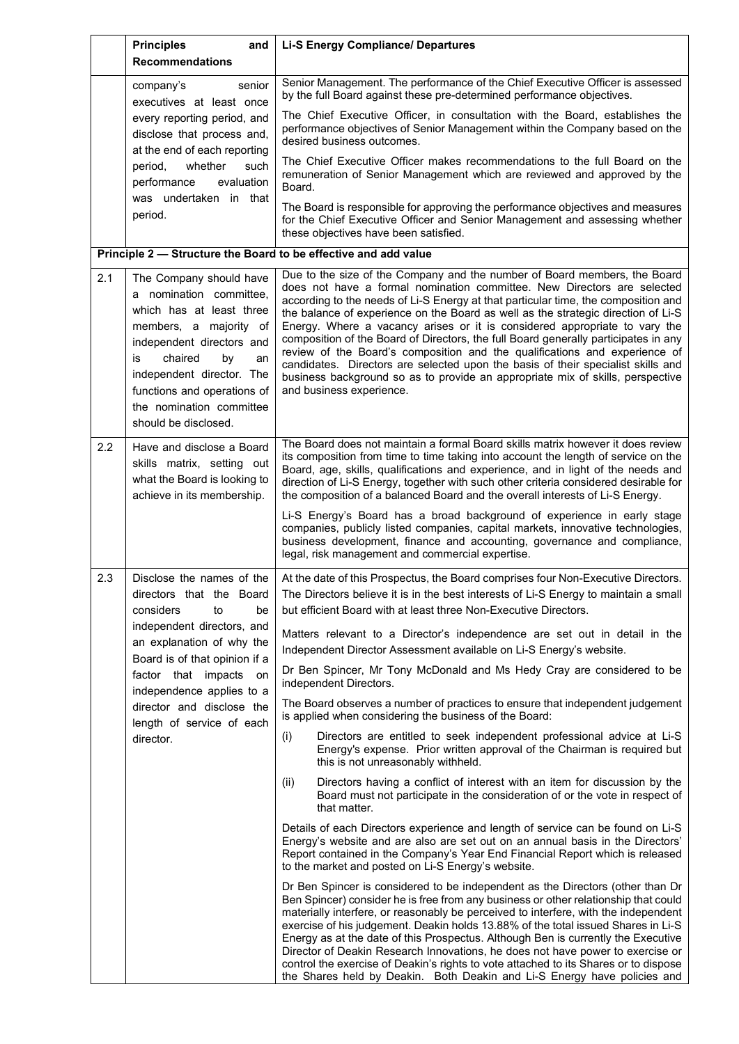| | Principles and Recommendations | Li-S Energy Compliance/ Departures |
|---|---|---|
| | company's senior executives at least once every reporting period, and disclose that process and, at the end of each reporting period, whether such performance evaluation was undertaken in that period. | Senior Management. The performance of the Chief Executive Officer is assessed by the full Board against these pre-determined performance objectives.<br><br>The Chief Executive Officer, in consultation with the Board, establishes the performance objectives of Senior Management within the Company based on the desired business outcomes.<br><br>The Chief Executive Officer makes recommendations to the full Board on the remuneration of Senior Management which are reviewed and approved by the Board.<br><br>The Board is responsible for approving the performance objectives and measures for the Chief Executive Officer and Senior Management and assessing whether these objectives have been satisfied. |
| **Principle 2 — Structure the Board to be effective and add value** | | |
| 2.1 | The Company should have a nomination committee, which has at least three members, a majority of independent directors and is chaired by an independent director. The functions and operations of the nomination committee should be disclosed. | Due to the size of the Company and the number of Board members, the Board does not have a formal nomination committee. New Directors are selected according to the needs of Li-S Energy at that particular time, the composition and the balance of experience on the Board as well as the strategic direction of Li-S Energy. Where a vacancy arises or it is considered appropriate to vary the composition of the Board of Directors, the full Board generally participates in any review of the Board's composition and the qualifications and experience of candidates. Directors are selected upon the basis of their specialist skills and business background so as to provide an appropriate mix of skills, perspective and business experience. |
| 2.2 | Have and disclose a Board skills matrix, setting out what the Board is looking to achieve in its membership. | The Board does not maintain a formal Board skills matrix however it does review its composition from time to time taking into account the length of service on the Board, age, skills, qualifications and experience, and in light of the needs and direction of Li-S Energy, together with such other criteria considered desirable for the composition of a balanced Board and the overall interests of Li-S Energy.<br><br>Li-S Energy's Board has a broad background of experience in early stage companies, publicly listed companies, capital markets, innovative technologies, business development, finance and accounting, governance and compliance, legal, risk management and commercial expertise. |
| 2.3 | Disclose the names of the directors that the Board considers to be independent directors, and an explanation of why the Board is of that opinion if a factor that impacts on independence applies to a director and disclose the length of service of each director. | At the date of this Prospectus, the Board comprises four Non-Executive Directors. The Directors believe it is in the best interests of Li-S Energy to maintain a small but efficient Board with at least three Non-Executive Directors.<br><br>Matters relevant to a Director's independence are set out in detail in the Independent Director Assessment available on Li-S Energy's website.<br><br>Dr Ben Spincer, Mr Tony McDonald and Ms Hedy Cray are considered to be independent Directors.<br><br>The Board observes a number of practices to ensure that independent judgement is applied when considering the business of the Board:<br><br>(i) Directors are entitled to seek independent professional advice at Li-S Energy's expense. Prior written approval of the Chairman is required but this is not unreasonably withheld.<br><br>(ii) Directors having a conflict of interest with an item for discussion by the Board must not participate in the consideration of or the vote in respect of that matter.<br><br>Details of each Directors experience and length of service can be found on Li-S Energy's website and are also are set out on an annual basis in the Directors' Report contained in the Company's Year End Financial Report which is released to the market and posted on Li-S Energy's website.<br><br>Dr Ben Spincer is considered to be independent as the Directors (other than Dr Ben Spincer) consider he is free from any business or other relationship that could materially interfere, or reasonably be perceived to interfere, with the independent exercise of his judgement. Deakin holds 13.88% of the total issued Shares in Li-S Energy as at the date of this Prospectus. Although Ben is currently the Executive Director of Deakin Research Innovations, he does not have power to exercise or control the exercise of Deakin's rights to vote attached to its Shares or to dispose the Shares held by Deakin. Both Deakin and Li-S Energy have policies and |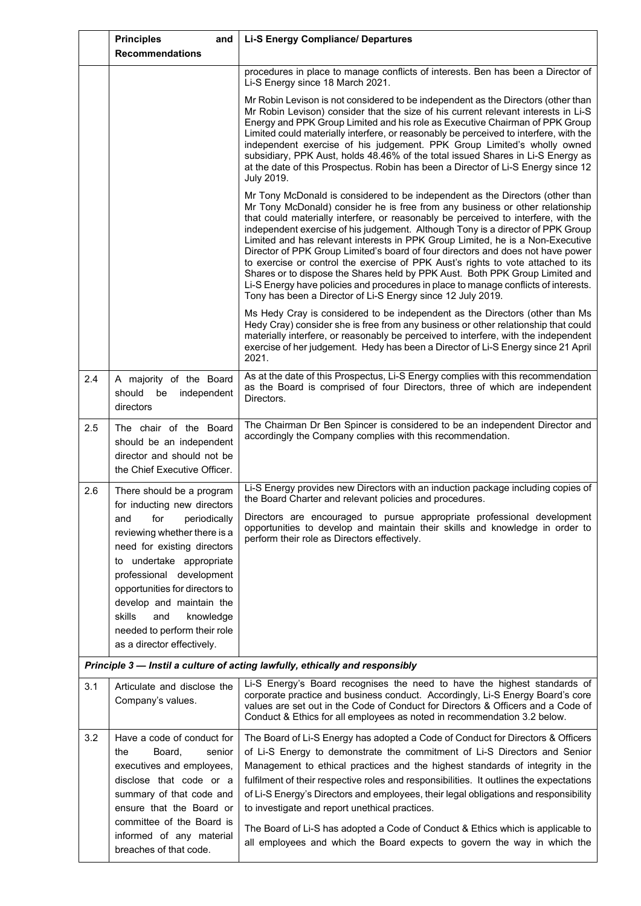|  | Principles and Recommendations | Li-S Energy Compliance/ Departures |
|---|---|---|
|  |  | procedures in place to manage conflicts of interests. Ben has been a Director of Li-S Energy since 18 March 2021.<br><br>Mr Robin Levison is not considered to be independent as the Directors (other than Mr Robin Levison) consider that the size of his current relevant interests in Li-S Energy and PPK Group Limited and his role as Executive Chairman of PPK Group Limited could materially interfere, or reasonably be perceived to interfere, with the independent exercise of his judgement. PPK Group Limited's wholly owned subsidiary, PPK Aust, holds 48.46% of the total issued Shares in Li-S Energy as at the date of this Prospectus. Robin has been a Director of Li-S Energy since 12 July 2019.<br><br>Mr Tony McDonald is considered to be independent as the Directors (other than Mr Tony McDonald) consider he is free from any business or other relationship that could materially interfere, or reasonably be perceived to interfere, with the independent exercise of his judgement. Although Tony is a director of PPK Group Limited and has relevant interests in PPK Group Limited, he is a Non-Executive Director of PPK Group Limited's board of four directors and does not have power to exercise or control the exercise of PPK Aust's rights to vote attached to its Shares or to dispose the Shares held by PPK Aust. Both PPK Group Limited and Li-S Energy have policies and procedures in place to manage conflicts of interests. Tony has been a Director of Li-S Energy since 12 July 2019.<br><br>Ms Hedy Cray is considered to be independent as the Directors (other than Ms Hedy Cray) consider she is free from any business or other relationship that could materially interfere, or reasonably be perceived to interfere, with the independent exercise of her judgement. Hedy has been a Director of Li-S Energy since 21 April 2021. |
| 2.4 | A majority of the Board should be independent directors | As at the date of this Prospectus, Li-S Energy complies with this recommendation as the Board is comprised of four Directors, three of which are independent Directors. |
| 2.5 | The chair of the Board should be an independent director and should not be the Chief Executive Officer. | The Chairman Dr Ben Spincer is considered to be an independent Director and accordingly the Company complies with this recommendation. |
| 2.6 | There should be a program for inducting new directors and for periodically reviewing whether there is a need for existing directors to undertake appropriate professional development opportunities for directors to develop and maintain the skills and knowledge needed to perform their role as a director effectively. | Li-S Energy provides new Directors with an induction package including copies of the Board Charter and relevant policies and procedures.<br><br>Directors are encouraged to pursue appropriate professional development opportunities to develop and maintain their skills and knowledge in order to perform their role as Directors effectively. |
| ***Principle 3 — Instil a culture of acting lawfully, ethically and responsibly*** |  |  |
| 3.1 | Articulate and disclose the Company's values. | Li-S Energy's Board recognises the need to have the highest standards of corporate practice and business conduct. Accordingly, Li-S Energy Board's core values are set out in the Code of Conduct for Directors & Officers and a Code of Conduct & Ethics for all employees as noted in recommendation 3.2 below. |
| 3.2 | Have a code of conduct for the Board, senior executives and employees, disclose that code or a summary of that code and ensure that the Board or committee of the Board is informed of any material breaches of that code. | The Board of Li-S Energy has adopted a Code of Conduct for Directors & Officers of Li-S Energy to demonstrate the commitment of Li-S Directors and Senior Management to ethical practices and the highest standards of integrity in the fulfilment of their respective roles and responsibilities. It outlines the expectations of Li-S Energy's Directors and employees, their legal obligations and responsibility to investigate and report unethical practices.<br><br>The Board of Li-S has adopted a Code of Conduct & Ethics which is applicable to all employees and which the Board expects to govern the way in which the |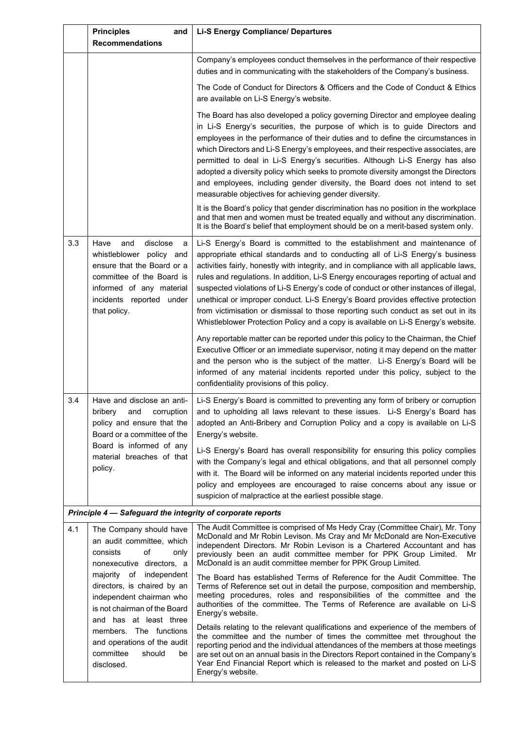| | Principles and Recommendations | Li-S Energy Compliance/ Departures |
|---|---|---|
| | | Company's employees conduct themselves in the performance of their respective duties and in communicating with the stakeholders of the Company's business.<br><br>The Code of Conduct for Directors & Officers and the Code of Conduct & Ethics are available on Li-S Energy's website.<br><br>The Board has also developed a policy governing Director and employee dealing in Li-S Energy's securities, the purpose of which is to guide Directors and employees in the performance of their duties and to define the circumstances in which Directors and Li-S Energy's employees, and their respective associates, are permitted to deal in Li-S Energy's securities. Although Li-S Energy has also adopted a diversity policy which seeks to promote diversity amongst the Directors and employees, including gender diversity, the Board does not intend to set measurable objectives for achieving gender diversity.<br><br>It is the Board's policy that gender discrimination has no position in the workplace and that men and women must be treated equally and without any discrimination. It is the Board's belief that employment should be on a merit-based system only. |
| 3.3 | Have and disclose a whistleblower policy and ensure that the Board or a committee of the Board is informed of any material incidents reported under that policy. | Li-S Energy's Board is committed to the establishment and maintenance of appropriate ethical standards and to conducting all of Li-S Energy's business activities fairly, honestly with integrity, and in compliance with all applicable laws, rules and regulations. In addition, Li-S Energy encourages reporting of actual and suspected violations of Li-S Energy's code of conduct or other instances of illegal, unethical or improper conduct. Li-S Energy's Board provides effective protection from victimisation or dismissal to those reporting such conduct as set out in its Whistleblower Protection Policy and a copy is available on Li-S Energy's website.<br><br>Any reportable matter can be reported under this policy to the Chairman, the Chief Executive Officer or an immediate supervisor, noting it may depend on the matter and the person who is the subject of the matter. Li-S Energy's Board will be informed of any material incidents reported under this policy, subject to the confidentiality provisions of this policy. |
| 3.4 | Have and disclose an anti-bribery and corruption policy and ensure that the Board or a committee of the Board is informed of any material breaches of that policy. | Li-S Energy's Board is committed to preventing any form of bribery or corruption and to upholding all laws relevant to these issues. Li-S Energy's Board has adopted an Anti-Bribery and Corruption Policy and a copy is available on Li-S Energy's website.<br><br>Li-S Energy's Board has overall responsibility for ensuring this policy complies with the Company's legal and ethical obligations, and that all personnel comply with it. The Board will be informed on any material incidents reported under this policy and employees are encouraged to raise concerns about any issue or suspicion of malpractice at the earliest possible stage. |
| ***Principle 4 — Safeguard the integrity of corporate reports*** | | |
| 4.1 | The Company should have an audit committee, which consists of only nonexecutive directors, a majority of independent directors, is chaired by an independent chairman who is not chairman of the Board and has at least three members. The functions and operations of the audit committee should be disclosed. | The Audit Committee is comprised of Ms Hedy Cray (Committee Chair), Mr. Tony McDonald and Mr Robin Levison. Ms Cray and Mr McDonald are Non-Executive independent Directors. Mr Robin Levison is a Chartered Accountant and has previously been an audit committee member for PPK Group Limited. Mr McDonald is an audit committee member for PPK Group Limited.<br><br>The Board has established Terms of Reference for the Audit Committee. The Terms of Reference set out in detail the purpose, composition and membership, meeting procedures, roles and responsibilities of the committee and the authorities of the committee. The Terms of Reference are available on Li-S Energy's website.<br><br>Details relating to the relevant qualifications and experience of the members of the committee and the number of times the committee met throughout the reporting period and the individual attendances of the members at those meetings are set out on an annual basis in the Directors Report contained in the Company's Year End Financial Report which is released to the market and posted on Li-S Energy's website. |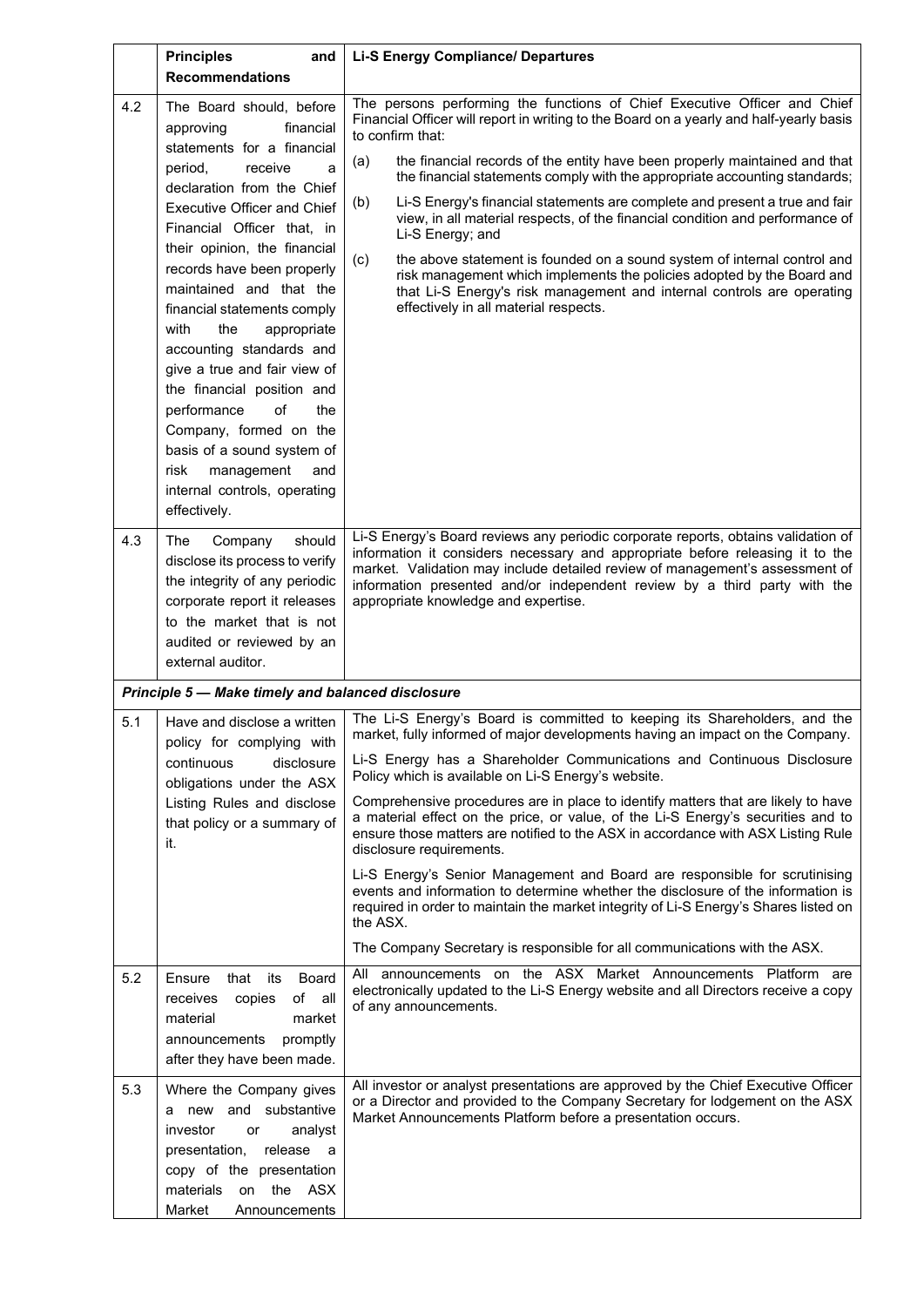| | Principles and Recommendations | Li-S Energy Compliance/ Departures |
|---|---|---|
| 4.2 | The Board should, before approving financial statements for a financial period, receive a declaration from the Chief Executive Officer and Chief Financial Officer that, in their opinion, the financial records have been properly maintained and that the financial statements comply with the appropriate accounting standards and give a true and fair view of the financial position and performance of the Company, formed on the basis of a sound system of risk management and internal controls, operating effectively. | The persons performing the functions of Chief Executive Officer and Chief Financial Officer will report in writing to the Board on a yearly and half-yearly basis to confirm that:<br>(a) the financial records of the entity have been properly maintained and that the financial statements comply with the appropriate accounting standards;<br>(b) Li-S Energy's financial statements are complete and present a true and fair view, in all material respects, of the financial condition and performance of Li-S Energy; and<br>(c) the above statement is founded on a sound system of internal control and risk management which implements the policies adopted by the Board and that Li-S Energy's risk management and internal controls are operating effectively in all material respects. |
| 4.3 | The Company should disclose its process to verify the integrity of any periodic corporate report it releases to the market that is not audited or reviewed by an external auditor. | Li-S Energy's Board reviews any periodic corporate reports, obtains validation of information it considers necessary and appropriate before releasing it to the market. Validation may include detailed review of management's assessment of information presented and/or independent review by a third party with the appropriate knowledge and expertise. |
| ***Principle 5 — Make timely and balanced disclosure*** | | |
| 5.1 | Have and disclose a written policy for complying with continuous disclosure obligations under the ASX Listing Rules and disclose that policy or a summary of it. | The Li-S Energy's Board is committed to keeping its Shareholders, and the market, fully informed of major developments having an impact on the Company.<br>Li-S Energy has a Shareholder Communications and Continuous Disclosure Policy which is available on Li-S Energy's website.<br>Comprehensive procedures are in place to identify matters that are likely to have a material effect on the price, or value, of the Li-S Energy's securities and to ensure those matters are notified to the ASX in accordance with ASX Listing Rule disclosure requirements.<br>Li-S Energy's Senior Management and Board are responsible for scrutinising events and information to determine whether the disclosure of the information is required in order to maintain the market integrity of Li-S Energy's Shares listed on the ASX.<br>The Company Secretary is responsible for all communications with the ASX. |
| 5.2 | Ensure that its Board receives copies of all material market announcements promptly after they have been made. | All announcements on the ASX Market Announcements Platform are electronically updated to the Li-S Energy website and all Directors receive a copy of any announcements. |
| 5.3 | Where the Company gives a new and substantive investor or analyst presentation, release a copy of the presentation materials on the ASX Market Announcements | All investor or analyst presentations are approved by the Chief Executive Officer or a Director and provided to the Company Secretary for lodgement on the ASX Market Announcements Platform before a presentation occurs. |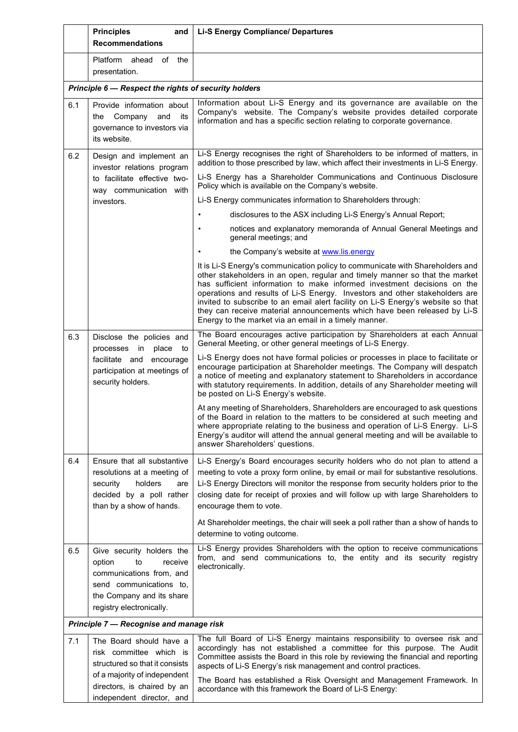| | Principles and Recommendations | Li-S Energy Compliance/ Departures |
|---|---|---|
| | Platform ahead of the presentation. | |
| ***Principle 6 — Respect the rights of security holders*** | | |
| 6.1 | Provide information about the Company and its governance to investors via its website. | Information about Li-S Energy and its governance are available on the Company's website. The Company's website provides detailed corporate information and has a specific section relating to corporate governance. |
| 6.2 | Design and implement an investor relations program to facilitate effective two-way communication with investors. | Li-S Energy recognises the right of Shareholders to be informed of matters, in addition to those prescribed by law, which affect their investments in Li-S Energy.<br><br>Li-S Energy has a Shareholder Communications and Continuous Disclosure Policy which is available on the Company's website.<br><br>Li-S Energy communicates information to Shareholders through:<br>• disclosures to the ASX including Li-S Energy's Annual Report;<br>• notices and explanatory memoranda of Annual General Meetings and general meetings; and<br>• the Company's website at [www.lis.energy](www.lis.energy)<br><br>It is Li-S Energy's communication policy to communicate with Shareholders and other stakeholders in an open, regular and timely manner so that the market has sufficient information to make informed investment decisions on the operations and results of Li-S Energy. Investors and other stakeholders are invited to subscribe to an email alert facility on Li-S Energy's website so that they can receive material announcements which have been released by Li-S Energy to the market via an email in a timely manner. |
| 6.3 | Disclose the policies and processes in place to facilitate and encourage participation at meetings of security holders. | The Board encourages active participation by Shareholders at each Annual General Meeting, or other general meetings of Li-S Energy.<br><br>Li-S Energy does not have formal policies or processes in place to facilitate or encourage participation at Shareholder meetings. The Company will despatch a notice of meeting and explanatory statement to Shareholders in accordance with statutory requirements. In addition, details of any Shareholder meeting will be posted on Li-S Energy's website.<br><br>At any meeting of Shareholders, Shareholders are encouraged to ask questions of the Board in relation to the matters to be considered at such meeting and where appropriate relating to the business and operation of Li-S Energy. Li-S Energy's auditor will attend the annual general meeting and will be available to answer Shareholders' questions. |
| 6.4 | Ensure that all substantive resolutions at a meeting of security holders are decided by a poll rather than by a show of hands. | Li-S Energy's Board encourages security holders who do not plan to attend a meeting to vote a proxy form online, by email or mail for substantive resolutions. Li-S Energy Directors will monitor the response from security holders prior to the closing date for receipt of proxies and will follow up with large Shareholders to encourage them to vote.<br><br>At Shareholder meetings, the chair will seek a poll rather than a show of hands to determine to voting outcome. |
| 6.5 | Give security holders the option to receive communications from, and send communications to, the Company and its share registry electronically. | Li-S Energy provides Shareholders with the option to receive communications from, and send communications to, the entity and its security registry electronically. |
| ***Principle 7 — Recognise and manage risk*** | | |
| 7.1 | The Board should have a risk committee which is structured so that it consists of a majority of independent directors, is chaired by an independent director, and | The full Board of Li-S Energy maintains responsibility to oversee risk and accordingly has not established a committee for this purpose. The Audit Committee assists the Board in this role by reviewing the financial and reporting aspects of Li-S Energy's risk management and control practices.<br><br>The Board has established a Risk Oversight and Management Framework. In accordance with this framework the Board of Li-S Energy: |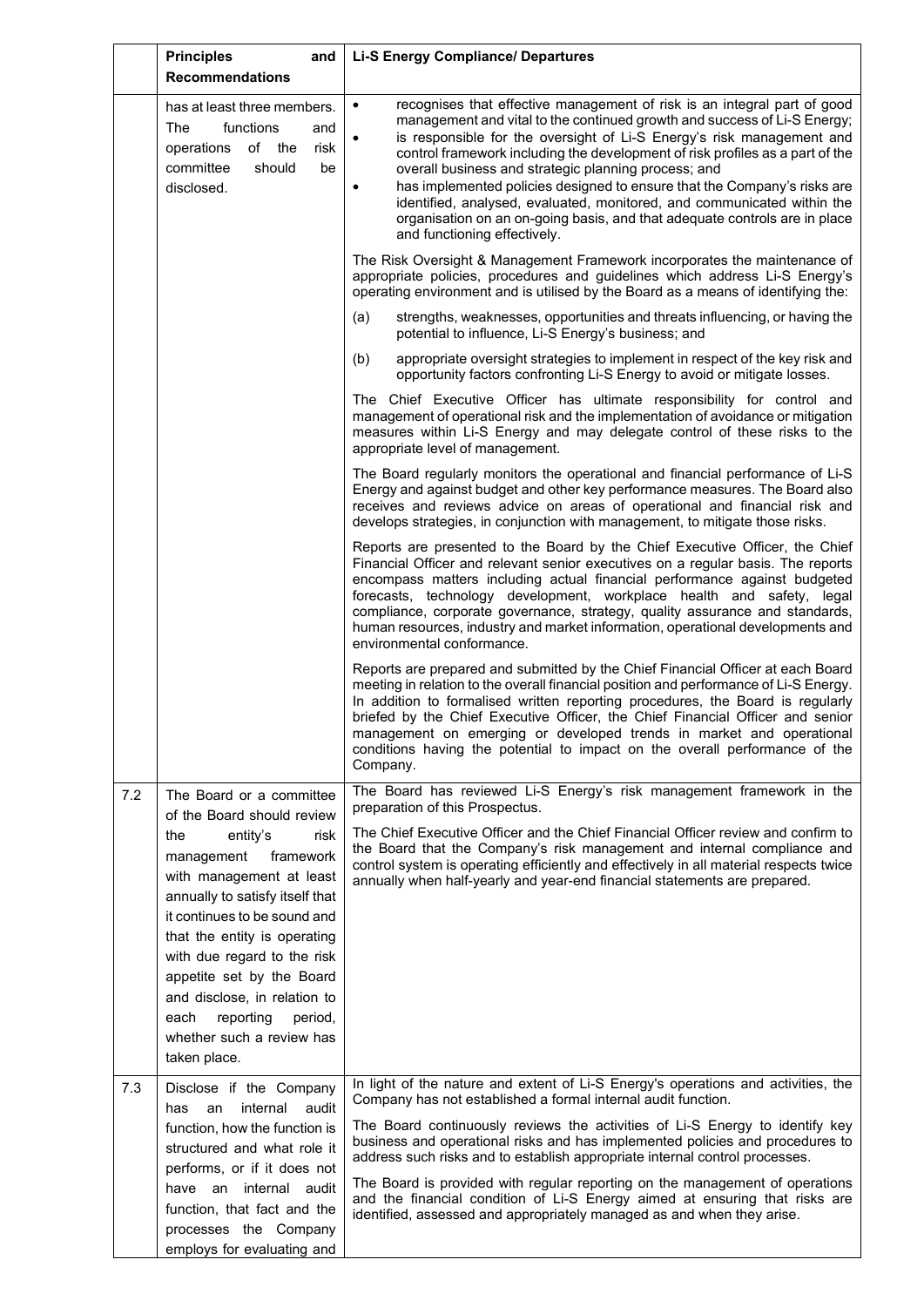| | Principles and Recommendations | Li-S Energy Compliance/ Departures |
|---|---|---|
| | has at least three members. The functions and operations of the risk committee should be disclosed. | • recognises that effective management of risk is an integral part of good management and vital to the continued growth and success of Li-S Energy;<br>• is responsible for the oversight of Li-S Energy's risk management and control framework including the development of risk profiles as a part of the overall business and strategic planning process; and<br>• has implemented policies designed to ensure that the Company's risks are identified, analysed, evaluated, monitored, and communicated within the organisation on an on-going basis, and that adequate controls are in place and functioning effectively.<br><br>The Risk Oversight & Management Framework incorporates the maintenance of appropriate policies, procedures and guidelines which address Li-S Energy's operating environment and is utilised by the Board as a means of identifying the:<br><br>(a) strengths, weaknesses, opportunities and threats influencing, or having the potential to influence, Li-S Energy's business; and<br><br>(b) appropriate oversight strategies to implement in respect of the key risk and opportunity factors confronting Li-S Energy to avoid or mitigate losses.<br><br>The Chief Executive Officer has ultimate responsibility for control and management of operational risk and the implementation of avoidance or mitigation measures within Li-S Energy and may delegate control of these risks to the appropriate level of management.<br><br>The Board regularly monitors the operational and financial performance of Li-S Energy and against budget and other key performance measures. The Board also receives and reviews advice on areas of operational and financial risk and develops strategies, in conjunction with management, to mitigate those risks.<br><br>Reports are presented to the Board by the Chief Executive Officer, the Chief Financial Officer and relevant senior executives on a regular basis. The reports encompass matters including actual financial performance against budgeted forecasts, technology development, workplace health and safety, legal compliance, corporate governance, strategy, quality assurance and standards, human resources, industry and market information, operational developments and environmental conformance.<br><br>Reports are prepared and submitted by the Chief Financial Officer at each Board meeting in relation to the overall financial position and performance of Li-S Energy. In addition to formalised written reporting procedures, the Board is regularly briefed by the Chief Executive Officer, the Chief Financial Officer and senior management on emerging or developed trends in market and operational conditions having the potential to impact on the overall performance of the Company. |
| 7.2 | The Board or a committee of the Board should review the entity's risk management framework with management at least annually to satisfy itself that it continues to be sound and that the entity is operating with due regard to the risk appetite set by the Board and disclose, in relation to each reporting period, whether such a review has taken place. | The Board has reviewed Li-S Energy's risk management framework in the preparation of this Prospectus.<br><br>The Chief Executive Officer and the Chief Financial Officer review and confirm to the Board that the Company's risk management and internal compliance and control system is operating efficiently and effectively in all material respects twice annually when half-yearly and year-end financial statements are prepared. |
| 7.3 | Disclose if the Company has an internal audit function, how the function is structured and what role it performs, or if it does not have an internal audit function, that fact and the processes the Company employs for evaluating and | In light of the nature and extent of Li-S Energy's operations and activities, the Company has not established a formal internal audit function.<br><br>The Board continuously reviews the activities of Li-S Energy to identify key business and operational risks and has implemented policies and procedures to address such risks and to establish appropriate internal control processes.<br><br>The Board is provided with regular reporting on the management of operations and the financial condition of Li-S Energy aimed at ensuring that risks are identified, assessed and appropriately managed as and when they arise. |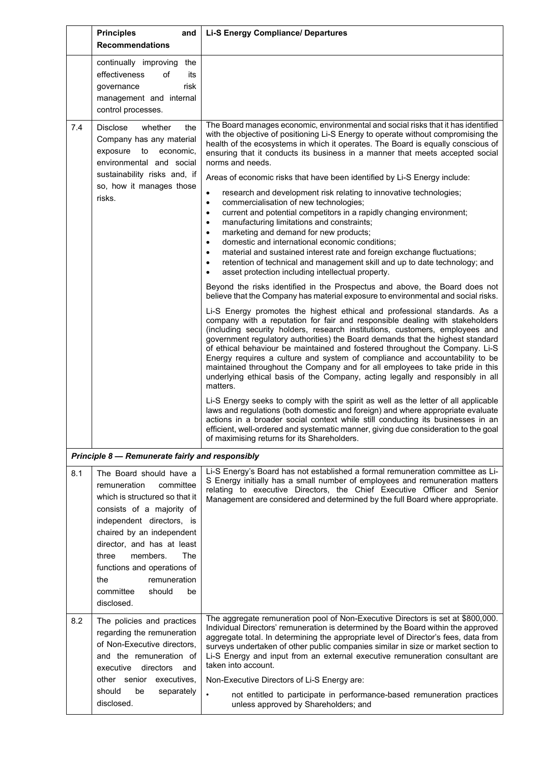| | Principles and Recommendations | Li-S Energy Compliance/ Departures |
|---|---|---|
| | continually improving the effectiveness of its governance risk management and internal control processes. | |
| 7.4 | Disclose whether the Company has any material exposure to economic, environmental and social sustainability risks and, if so, how it manages those risks. | The Board manages economic, environmental and social risks that it has identified with the objective of positioning Li-S Energy to operate without compromising the health of the ecosystems in which it operates. The Board is equally conscious of ensuring that it conducts its business in a manner that meets accepted social norms and needs.<br><br>Areas of economic risks that have been identified by Li-S Energy include:<br><br>• research and development risk relating to innovative technologies;<br>• commercialisation of new technologies;<br>• current and potential competitors in a rapidly changing environment;<br>• manufacturing limitations and constraints;<br>• marketing and demand for new products;<br>• domestic and international economic conditions;<br>• material and sustained interest rate and foreign exchange fluctuations;<br>• retention of technical and management skill and up to date technology; and<br>• asset protection including intellectual property.<br><br>Beyond the risks identified in the Prospectus and above, the Board does not believe that the Company has material exposure to environmental and social risks.<br><br>Li-S Energy promotes the highest ethical and professional standards. As a company with a reputation for fair and responsible dealing with stakeholders (including security holders, research institutions, customers, employees and government regulatory authorities) the Board demands that the highest standard of ethical behaviour be maintained and fostered throughout the Company. Li-S Energy requires a culture and system of compliance and accountability to be maintained throughout the Company and for all employees to take pride in this underlying ethical basis of the Company, acting legally and responsibly in all matters.<br><br>Li-S Energy seeks to comply with the spirit as well as the letter of all applicable laws and regulations (both domestic and foreign) and where appropriate evaluate actions in a broader social context while still conducting its businesses in an efficient, well-ordered and systematic manner, giving due consideration to the goal of maximising returns for its Shareholders. |
| ***Principle 8 — Remunerate fairly and responsibly*** | | |
| 8.1 | The Board should have a remuneration committee which is structured so that it consists of a majority of independent directors, is chaired by an independent director, and has at least three members. The functions and operations of the remuneration committee should be disclosed. | Li-S Energy's Board has not established a formal remuneration committee as Li-S Energy initially has a small number of employees and remuneration matters relating to executive Directors, the Chief Executive Officer and Senior Management are considered and determined by the full Board where appropriate. |
| 8.2 | The policies and practices regarding the remuneration of Non-Executive directors, and the remuneration of executive directors and other senior executives, should be separately disclosed. | The aggregate remuneration pool of Non-Executive Directors is set at $800,000. Individual Directors' remuneration is determined by the Board within the approved aggregate total. In determining the appropriate level of Director's fees, data from surveys undertaken of other public companies similar in size or market section to Li-S Energy and input from an external executive remuneration consultant are taken into account.<br><br>Non-Executive Directors of Li-S Energy are:<br><br>• not entitled to participate in performance-based remuneration practices unless approved by Shareholders; and |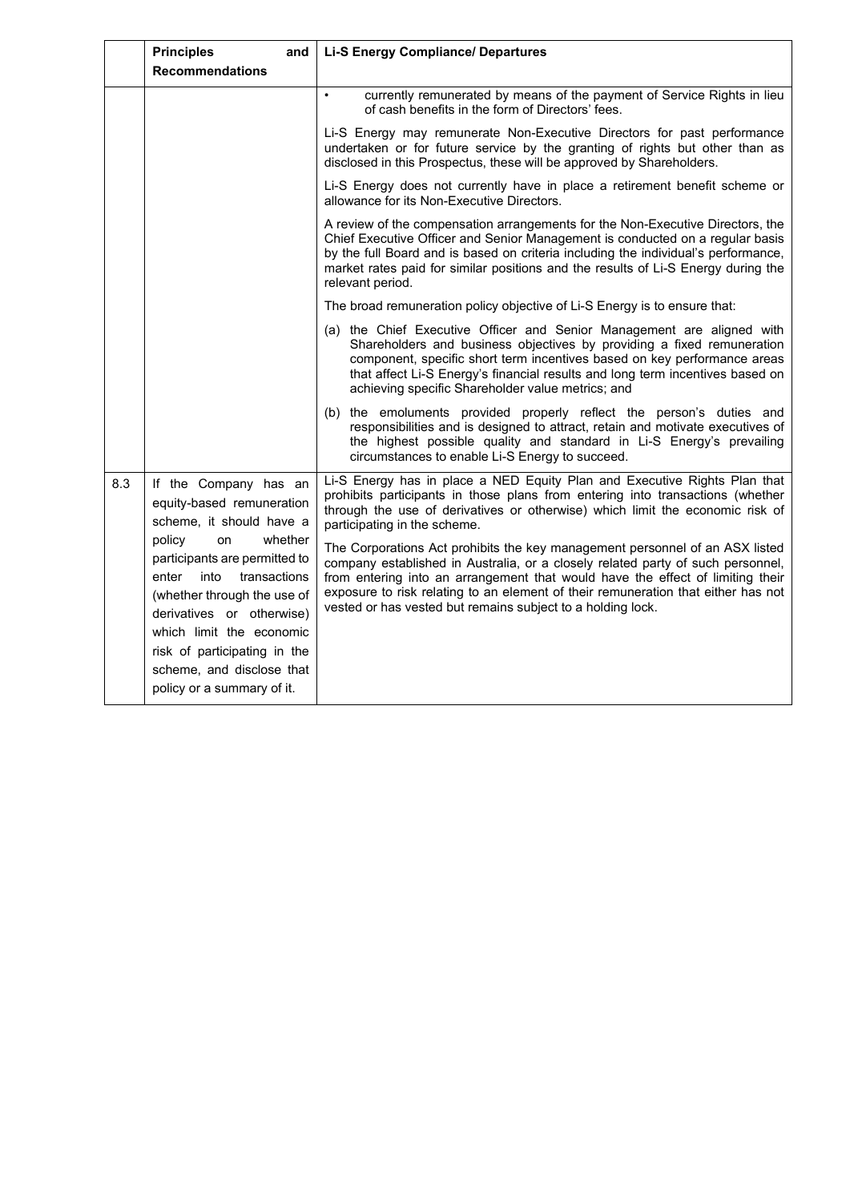| | Principles and Recommendations | Li-S Energy Compliance/ Departures |
|---|---|---|
| | | • currently remunerated by means of the payment of Service Rights in lieu of cash benefits in the form of Directors' fees.<br><br>Li-S Energy may remunerate Non-Executive Directors for past performance undertaken or for future service by the granting of rights but other than as disclosed in this Prospectus, these will be approved by Shareholders.<br><br>Li-S Energy does not currently have in place a retirement benefit scheme or allowance for its Non-Executive Directors.<br><br>A review of the compensation arrangements for the Non-Executive Directors, the Chief Executive Officer and Senior Management is conducted on a regular basis by the full Board and is based on criteria including the individual's performance, market rates paid for similar positions and the results of Li-S Energy during the relevant period.<br><br>The broad remuneration policy objective of Li-S Energy is to ensure that:<br><br>(a) the Chief Executive Officer and Senior Management are aligned with Shareholders and business objectives by providing a fixed remuneration component, specific short term incentives based on key performance areas that affect Li-S Energy's financial results and long term incentives based on achieving specific Shareholder value metrics; and<br><br>(b) the emoluments provided properly reflect the person's duties and responsibilities and is designed to attract, retain and motivate executives of the highest possible quality and standard in Li-S Energy's prevailing circumstances to enable Li-S Energy to succeed. |
| 8.3 | If the Company has an equity-based remuneration scheme, it should have a policy on whether participants are permitted to enter into transactions (whether through the use of derivatives or otherwise) which limit the economic risk of participating in the scheme, and disclose that policy or a summary of it. | Li-S Energy has in place a NED Equity Plan and Executive Rights Plan that prohibits participants in those plans from entering into transactions (whether through the use of derivatives or otherwise) which limit the economic risk of participating in the scheme.<br><br>The Corporations Act prohibits the key management personnel of an ASX listed company established in Australia, or a closely related party of such personnel, from entering into an arrangement that would have the effect of limiting their exposure to risk relating to an element of their remuneration that either has not vested or has vested but remains subject to a holding lock. |